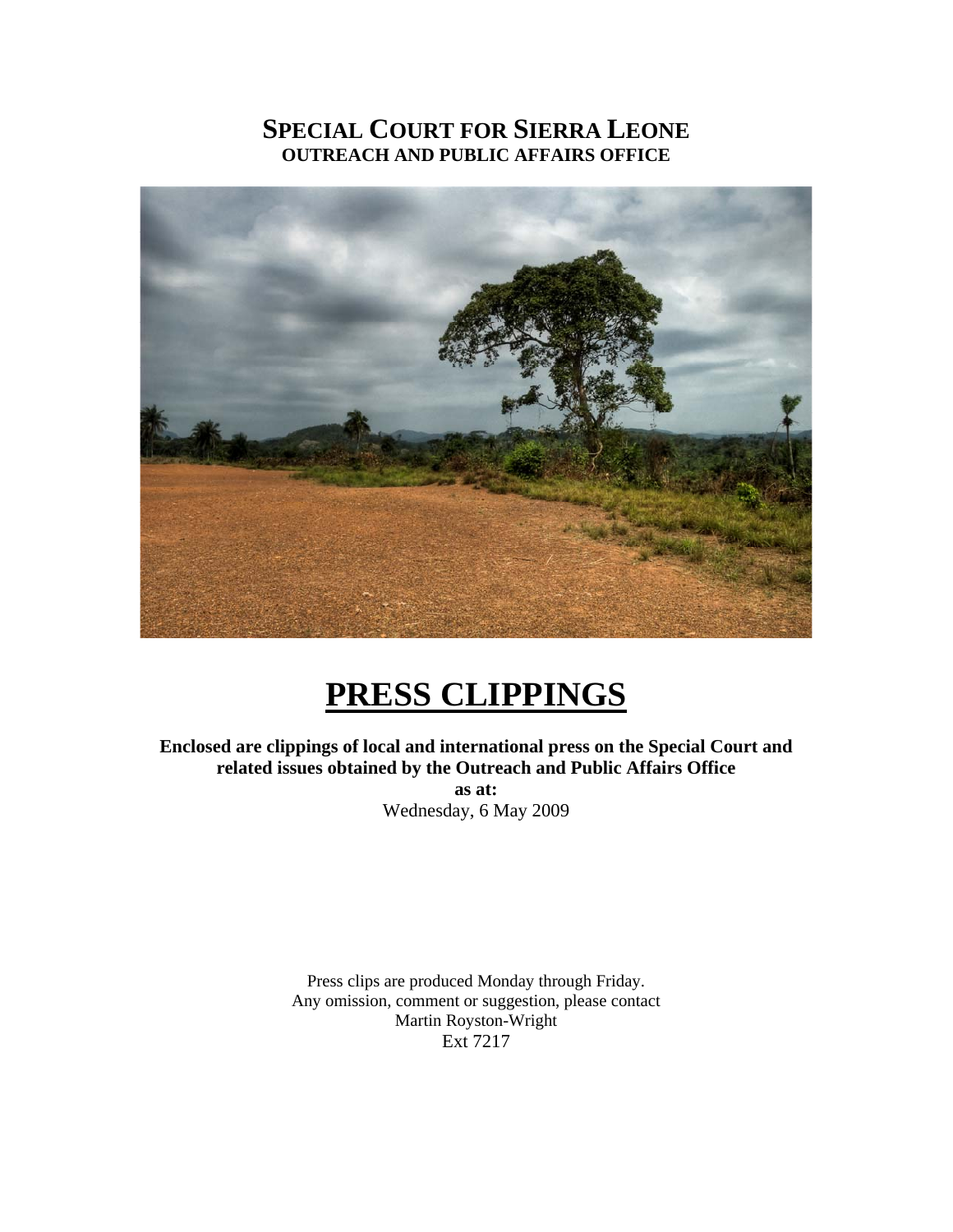# SPECIAL COURT FOR SIERRA LEONE
## OUTREACH AND PUBLIC AFFAIRS OFFICE

# PRESS CLIPPINGS

**Enclosed are clippings of local and international press on the Special Court and related issues obtained by the Outreach and Public Affairs Office**

**as at:**

Wednesday, 6 May 2009

Press clips are produced Monday through Friday.
Any omission, comment or suggestion, please contact
Martin Royston-Wright
Ext 7217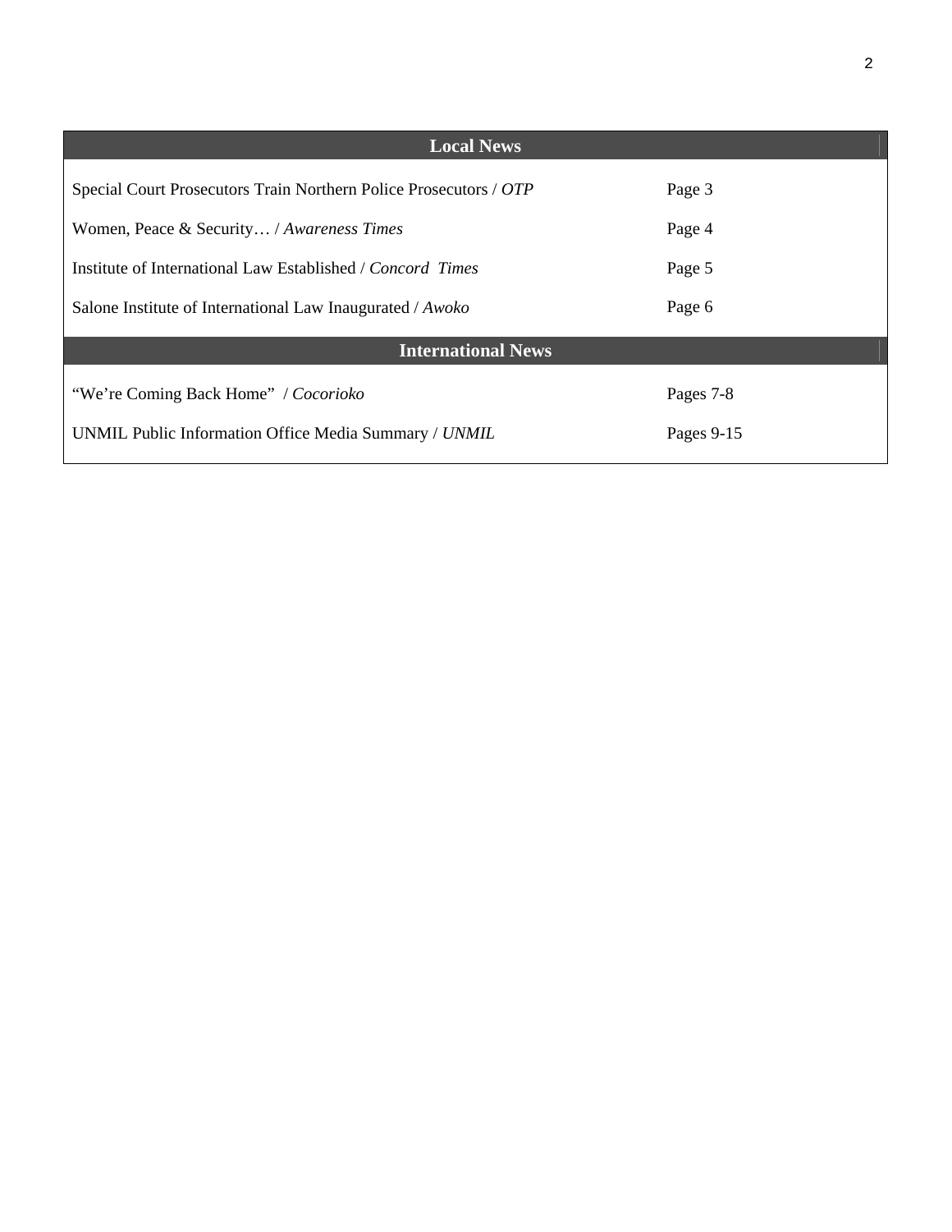## Local News

| | |
|---|---|
| Special Court Prosecutors Train Northern Police Prosecutors / *OTP* | Page 3 |
| Women, Peace & Security… / *Awareness Times* | Page 4 |
| Institute of International Law Established / *Concord Times* | Page 5 |
| Salone Institute of International Law Inaugurated / *Awoko* | Page 6 |

## International News

| | |
|---|---|
| "We're Coming Back Home" / *Cocorioko* | Pages 7-8 |
| UNMIL Public Information Office Media Summary / *UNMIL* | Pages 9-15 |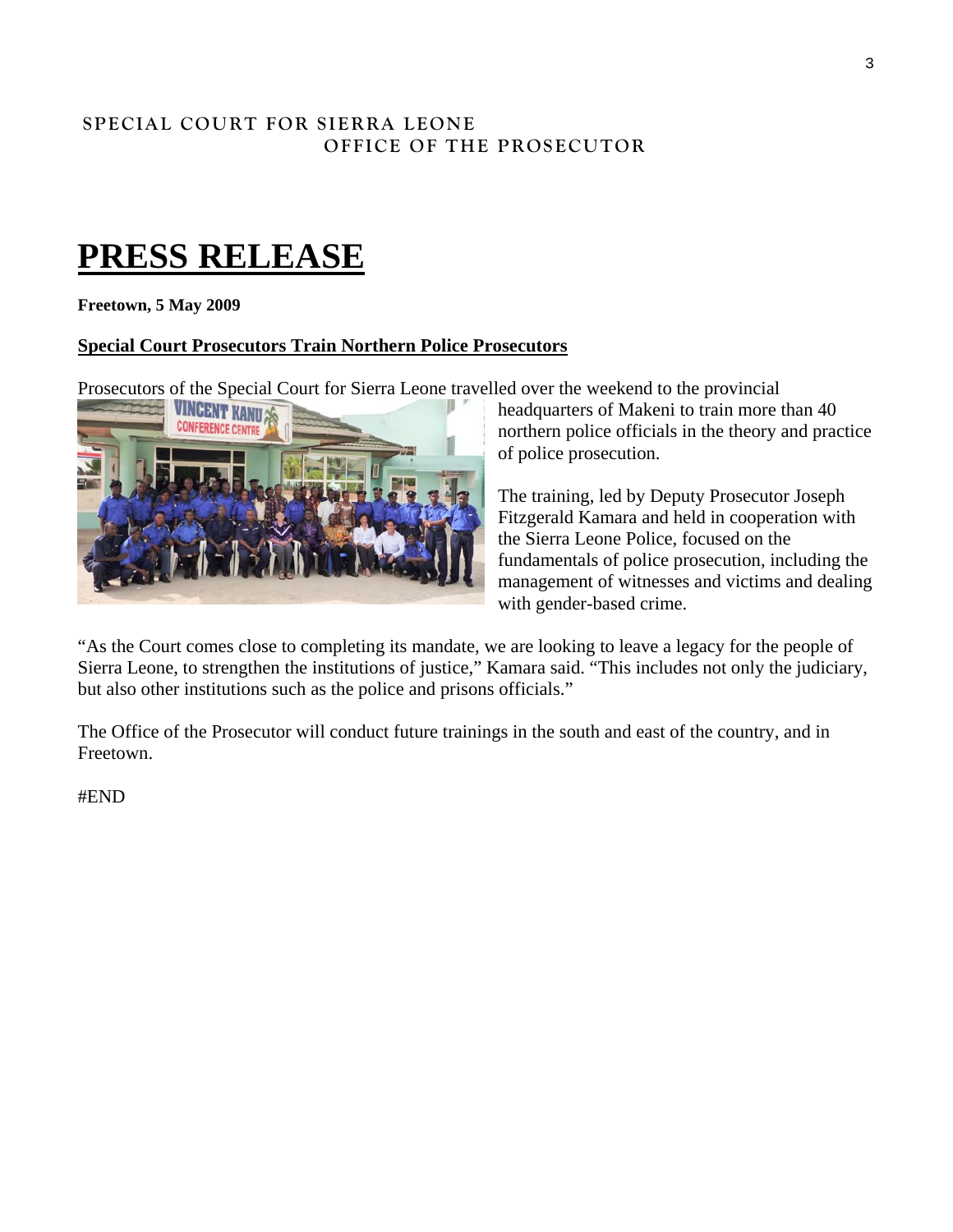**SPECIAL COURT FOR SIERRA LEONE**
**OFFICE OF THE PROSECUTOR**

# PRESS RELEASE

**Freetown, 5 May 2009**

**Special Court Prosecutors Train Northern Police Prosecutors**

Prosecutors of the Special Court for Sierra Leone travelled over the weekend to the provincial headquarters of Makeni to train more than 40 northern police officials in the theory and practice of police prosecution.

The training, led by Deputy Prosecutor Joseph Fitzgerald Kamara and held in cooperation with the Sierra Leone Police, focused on the fundamentals of police prosecution, including the management of witnesses and victims and dealing with gender-based crime.

"As the Court comes close to completing its mandate, we are looking to leave a legacy for the people of Sierra Leone, to strengthen the institutions of justice," Kamara said. "This includes not only the judiciary, but also other institutions such as the police and prisons officials."

The Office of the Prosecutor will conduct future trainings in the south and east of the country, and in Freetown.

#END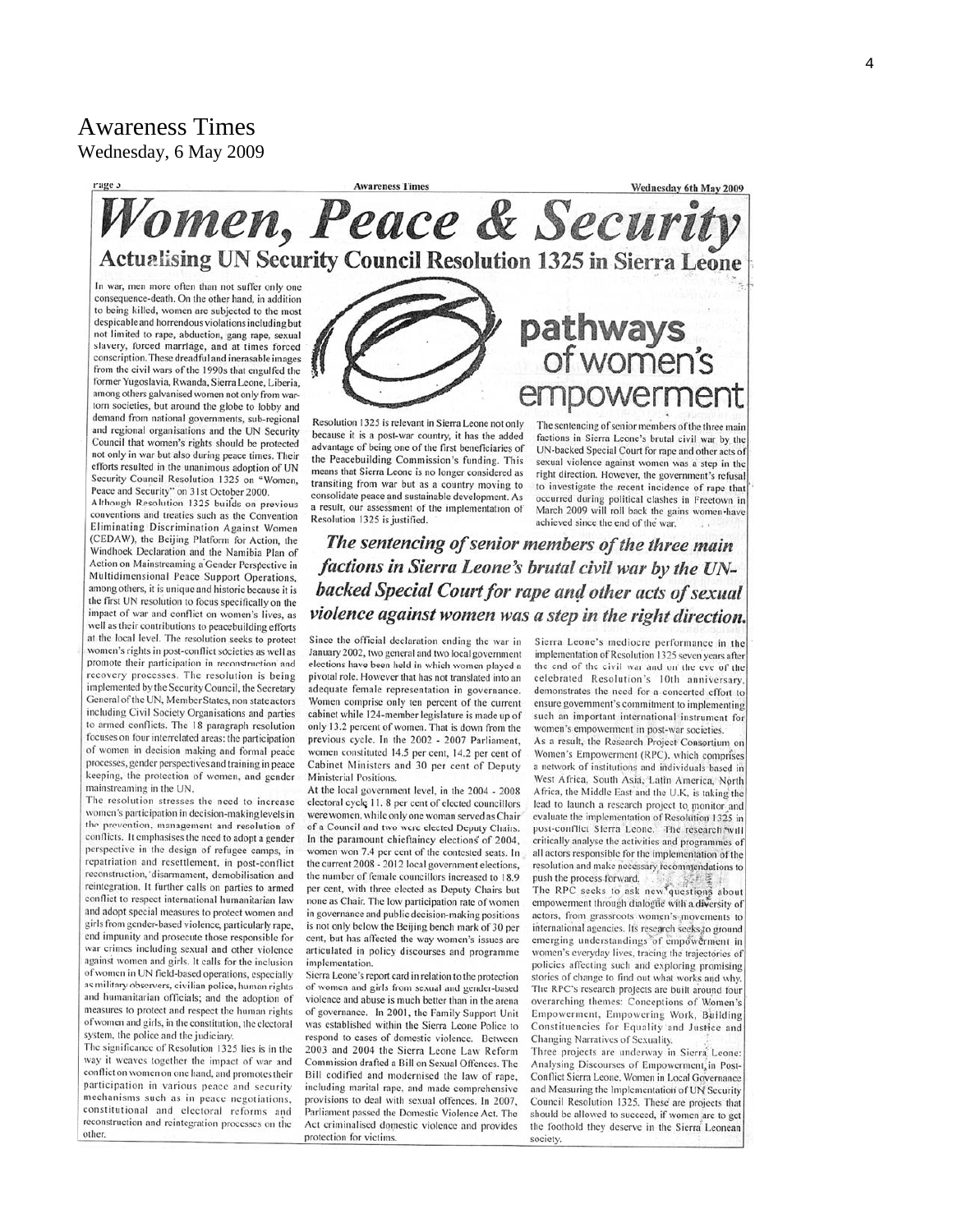# Awareness Times

Wednesday, 6 May 2009

# Women, Peace & Security

## Actualising UN Security Council Resolution 1325 in Sierra Leone

In war, men more often than not suffer only one consequence-death. On the other hand, in addition to being killed, women are subjected to the most despicable and horrendous violations including but not limited to rape, abduction, gang rape, sexual slavery, forced marriage, and at times forced conscription. These dreadful and inerasable images from the civil wars of the 1990s that engulfed the former Yugoslavia, Rwanda, Sierra Leone, Liberia, among others galvanised women not only from war-torn societies, but around the globe to lobby and demand from national governments, sub-regional and regional organisations and the UN Security Council that women's rights should be protected not only in war but also during peace times. Their efforts resulted in the unanimous adoption of UN Security Council Resolution 1325 on "Women, Peace and Security" on 31st October 2000.

Although Resolution 1325 builds on previous conventions and treaties such as the Convention Eliminating Discrimination Against Women (CEDAW), the Beijing Platform for Action, the Windhoek Declaration and the Namibia Plan of Action on Mainstreaming a Gender Perspective in Multidimensional Peace Support Operations, among others, it is unique and historic because it is the first UN resolution to focus specifically on the impact of war and conflict on women's lives, as well as their contributions to peacebuilding efforts at the local level. The resolution seeks to protect women's rights in post-conflict societies as well as promote their participation in reconstruction and recovery processes. The resolution is being implemented by the Security Council, the Secretary General of the UN, Member States, non state actors including Civil Society Organisations and parties to armed conflicts. The 18 paragraph resolution focuses on four interrelated areas: the participation of women in decision making and formal peace processes, gender perspectives and training in peace keeping, the protection of women, and gender mainstreaming in the UN.

The resolution stresses the need to increase women's participation in decision-making levels in the prevention, management and resolution of conflicts. It emphasises the need to adopt a gender perspective in the design of refugee camps, in repatriation and resettlement, in post-conflict reconstruction, disarmament, demobilisation and reintegration. It further calls on parties to armed conflict to respect international humanitarian law and adopt special measures to protect women and girls from gender-based violence, particularly rape, end impunity and prosecute those responsible for war crimes including sexual and other violence against women and girls. It calls for the inclusion of women in UN field-based operations, especially as military observers, civilian police, human rights and humanitarian officials; and the adoption of measures to protect and respect the human rights of women and girls, in the constitution, the electoral system, the police and the judiciary.

The significance of Resolution 1325 lies is in the way it weaves together the impact of war and conflict on women on one hand, and promotes their participation in various peace and security mechanisms such as in peace negotiations, constitutional and electoral reforms and reconstruction and reintegration processes on the other.

### pathways of women's empowerment

Resolution 1325 is relevant in Sierra Leone not only because it is a post-war country, it has the added advantage of being one of the first beneficiaries of the Peacebuilding Commission's funding. This means that Sierra Leone is no longer considered as transiting from war but as a country moving to consolidate peace and sustainable development. As a result, our assessment of the implementation of Resolution 1325 is justified.

The sentencing of senior members of the three main factions in Sierra Leone's brutal civil war by the UN-backed Special Court for rape and other acts of sexual violence against women was a step in the right direction. However, the government's refusal to investigate the recent incidence of rape that occurred during political clashes in Freetown in March 2009 will roll back the gains women have achieved since the end of the war.

***The sentencing of senior members of the three main factions in Sierra Leone's brutal civil war by the UN-backed Special Court for rape and other acts of sexual violence against women was a step in the right direction.***

Since the official declaration ending the war in January 2002, two general and two local government elections have been held in which women played a pivotal role. However that has not translated into an adequate female representation in governance. Women comprise only ten percent of the current cabinet while 124-member legislature is made up of only 13.2 percent of women. That is down from the previous cycle. In the 2002 - 2007 Parliament, women constituted 14.5 per cent, 14.2 per cent of Cabinet Ministers and 30 per cent of Deputy Ministerial Positions.

At the local government level, in the 2004 - 2008 electoral cycle 11. 8 per cent of elected councillors were women, while only one woman served as Chair of a Council and two were elected Deputy Chairs. In the paramount chieftaincy elections of 2004, women won 7.4 per cent of the contested seats. In the current 2008 - 2012 local government elections, the number of female councillors increased to 18.9 per cent, with three elected as Deputy Chairs but none as Chair. The low participation rate of women in governance and public decision-making positions is not only below the Beijing bench mark of 30 per cent, but has affected the way women's issues are articulated in policy discourses and programme implementation.

Sierra Leone's report card in relation to the protection of women and girls from sexual and gender-based violence and abuse is much better than in the arena of governance. In 2001, the Family Support Unit was established within the Sierra Leone Police to respond to cases of domestic violence. Between 2003 and 2004 the Sierra Leone Law Reform Commission drafted a Bill on Sexual Offences. The Bill codified and modernised the law of rape, including marital rape, and made comprehensive provisions to deal with sexual offences. In 2007, Parliament passed the Domestic Violence Act. The Act criminalised domestic violence and provides protection for victims.

Sierra Leone's mediocre performance in the implementation of Resolution 1325 seven years after the end of the civil war and on the eve of the celebrated Resolution's 10th anniversary, demonstrates the need for a concerted effort to ensure government's commitment to implementing such an important international instrument for women's empowerment in post-war societies.

As a result, the Research Project Consortium on Women's Empowerment (RPC), which comprises a network of institutions and individuals based in West Africa, South Asia, Latin America, North Africa, the Middle East and the U.K, is taking the lead to launch a research project to monitor and evaluate the implementation of Resolution 1325 in post-conflict Sierra Leone. The research will critically analyse the activities and programmes of all actors responsible for the implementation of the resolution and make necessary recommendations to push the process forward.

The RPC seeks to ask new questions about empowerment through dialogue with a diversity of actors, from grassroots women's movements to international agencies. Its research seeks to ground emerging understandings of empowerment in women's everyday lives, tracing the trajectories of policies affecting such and exploring promising stories of change to find out what works and why. The RPC's research projects are built around four overarching themes: Conceptions of Women's Empowerment, Empowering Work, Building Constituencies for Equality and Justice and Changing Narratives of Sexuality.

Three projects are underway in Sierra Leone: Analysing Discourses of Empowerment in Post-Conflict Sierra Leone, Women in Local Governance and Measuring the Implementation of UN Security Council Resolution 1325. These are projects that should be allowed to succeed, if women are to get the foothold they deserve in the Sierra Leonean society.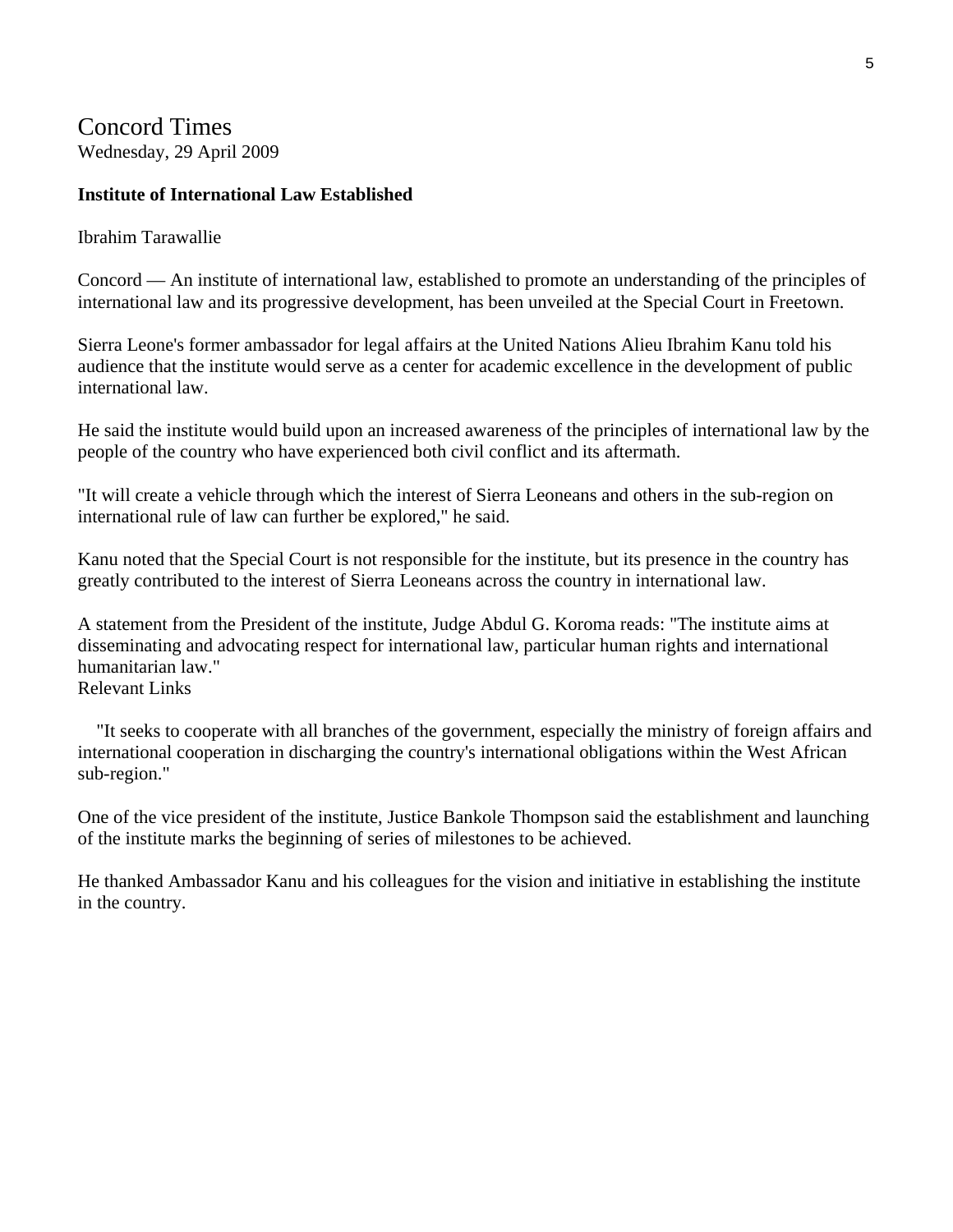# Concord Times

Wednesday, 29 April 2009

**Institute of International Law Established**

Ibrahim Tarawallie

Concord — An institute of international law, established to promote an understanding of the principles of international law and its progressive development, has been unveiled at the Special Court in Freetown.

Sierra Leone's former ambassador for legal affairs at the United Nations Alieu Ibrahim Kanu told his audience that the institute would serve as a center for academic excellence in the development of public international law.

He said the institute would build upon an increased awareness of the principles of international law by the people of the country who have experienced both civil conflict and its aftermath.

"It will create a vehicle through which the interest of Sierra Leoneans and others in the sub-region on international rule of law can further be explored," he said.

Kanu noted that the Special Court is not responsible for the institute, but its presence in the country has greatly contributed to the interest of Sierra Leoneans across the country in international law.

A statement from the President of the institute, Judge Abdul G. Koroma reads: "The institute aims at disseminating and advocating respect for international law, particular human rights and international humanitarian law."

Relevant Links

"It seeks to cooperate with all branches of the government, especially the ministry of foreign affairs and international cooperation in discharging the country's international obligations within the West African sub-region."

One of the vice president of the institute, Justice Bankole Thompson said the establishment and launching of the institute marks the beginning of series of milestones to be achieved.

He thanked Ambassador Kanu and his colleagues for the vision and initiative in establishing the institute in the country.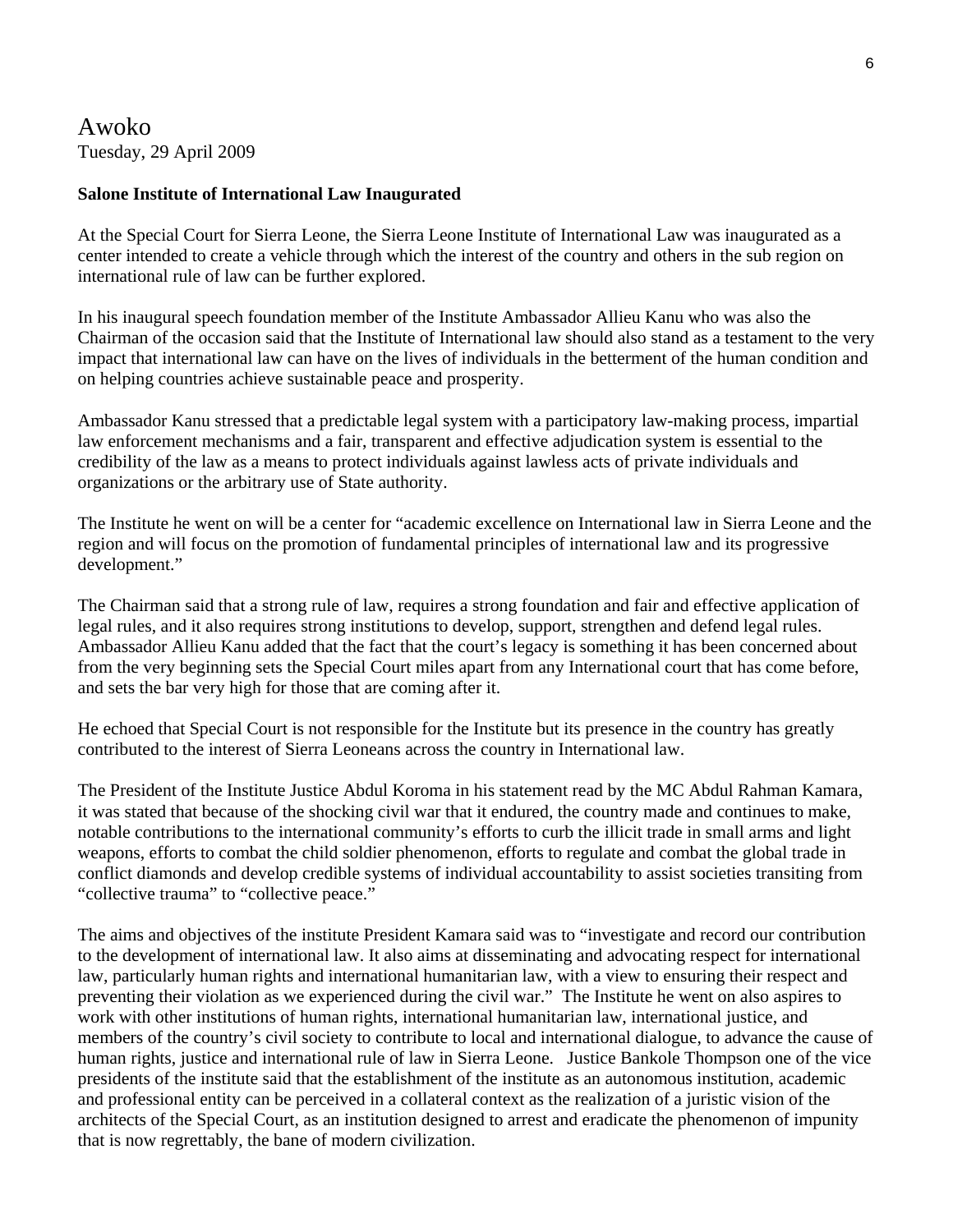# Awoko

Tuesday, 29 April 2009

**Salone Institute of International Law Inaugurated**

At the Special Court for Sierra Leone, the Sierra Leone Institute of International Law was inaugurated as a center intended to create a vehicle through which the interest of the country and others in the sub region on international rule of law can be further explored.

In his inaugural speech foundation member of the Institute Ambassador Allieu Kanu who was also the Chairman of the occasion said that the Institute of International law should also stand as a testament to the very impact that international law can have on the lives of individuals in the betterment of the human condition and on helping countries achieve sustainable peace and prosperity.

Ambassador Kanu stressed that a predictable legal system with a participatory law-making process, impartial law enforcement mechanisms and a fair, transparent and effective adjudication system is essential to the credibility of the law as a means to protect individuals against lawless acts of private individuals and organizations or the arbitrary use of State authority.

The Institute he went on will be a center for "academic excellence on International law in Sierra Leone and the region and will focus on the promotion of fundamental principles of international law and its progressive development."

The Chairman said that a strong rule of law, requires a strong foundation and fair and effective application of legal rules, and it also requires strong institutions to develop, support, strengthen and defend legal rules. Ambassador Allieu Kanu added that the fact that the court's legacy is something it has been concerned about from the very beginning sets the Special Court miles apart from any International court that has come before, and sets the bar very high for those that are coming after it.

He echoed that Special Court is not responsible for the Institute but its presence in the country has greatly contributed to the interest of Sierra Leoneans across the country in International law.

The President of the Institute Justice Abdul Koroma in his statement read by the MC Abdul Rahman Kamara, it was stated that because of the shocking civil war that it endured, the country made and continues to make, notable contributions to the international community's efforts to curb the illicit trade in small arms and light weapons, efforts to combat the child soldier phenomenon, efforts to regulate and combat the global trade in conflict diamonds and develop credible systems of individual accountability to assist societies transiting from "collective trauma" to "collective peace."

The aims and objectives of the institute President Kamara said was to "investigate and record our contribution to the development of international law. It also aims at disseminating and advocating respect for international law, particularly human rights and international humanitarian law, with a view to ensuring their respect and preventing their violation as we experienced during the civil war." The Institute he went on also aspires to work with other institutions of human rights, international humanitarian law, international justice, and members of the country's civil society to contribute to local and international dialogue, to advance the cause of human rights, justice and international rule of law in Sierra Leone. Justice Bankole Thompson one of the vice presidents of the institute said that the establishment of the institute as an autonomous institution, academic and professional entity can be perceived in a collateral context as the realization of a juristic vision of the architects of the Special Court, as an institution designed to arrest and eradicate the phenomenon of impunity that is now regrettably, the bane of modern civilization.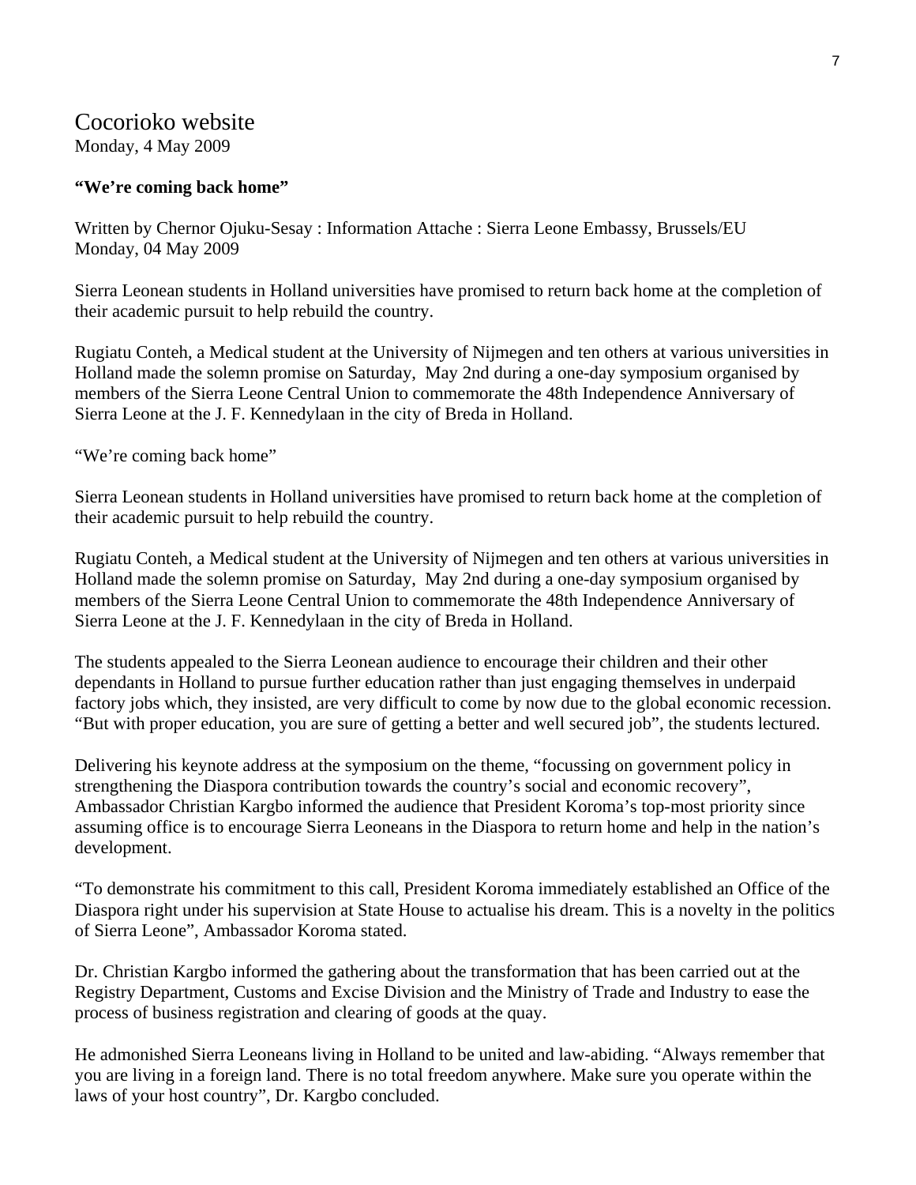# Cocorioko website

Monday, 4 May 2009

**"We're coming back home"**

Written by Chernor Ojuku-Sesay : Information Attache : Sierra Leone Embassy, Brussels/EU
Monday, 04 May 2009

Sierra Leonean students in Holland universities have promised to return back home at the completion of their academic pursuit to help rebuild the country.

Rugiatu Conteh, a Medical student at the University of Nijmegen and ten others at various universities in Holland made the solemn promise on Saturday, May 2nd during a one-day symposium organised by members of the Sierra Leone Central Union to commemorate the 48th Independence Anniversary of Sierra Leone at the J. F. Kennedylaan in the city of Breda in Holland.

"We're coming back home"

Sierra Leonean students in Holland universities have promised to return back home at the completion of their academic pursuit to help rebuild the country.

Rugiatu Conteh, a Medical student at the University of Nijmegen and ten others at various universities in Holland made the solemn promise on Saturday, May 2nd during a one-day symposium organised by members of the Sierra Leone Central Union to commemorate the 48th Independence Anniversary of Sierra Leone at the J. F. Kennedylaan in the city of Breda in Holland.

The students appealed to the Sierra Leonean audience to encourage their children and their other dependants in Holland to pursue further education rather than just engaging themselves in underpaid factory jobs which, they insisted, are very difficult to come by now due to the global economic recession. "But with proper education, you are sure of getting a better and well secured job", the students lectured.

Delivering his keynote address at the symposium on the theme, "focussing on government policy in strengthening the Diaspora contribution towards the country's social and economic recovery", Ambassador Christian Kargbo informed the audience that President Koroma's top-most priority since assuming office is to encourage Sierra Leoneans in the Diaspora to return home and help in the nation's development.

"To demonstrate his commitment to this call, President Koroma immediately established an Office of the Diaspora right under his supervision at State House to actualise his dream. This is a novelty in the politics of Sierra Leone", Ambassador Koroma stated.

Dr. Christian Kargbo informed the gathering about the transformation that has been carried out at the Registry Department, Customs and Excise Division and the Ministry of Trade and Industry to ease the process of business registration and clearing of goods at the quay.

He admonished Sierra Leoneans living in Holland to be united and law-abiding. "Always remember that you are living in a foreign land. There is no total freedom anywhere. Make sure you operate within the laws of your host country", Dr. Kargbo concluded.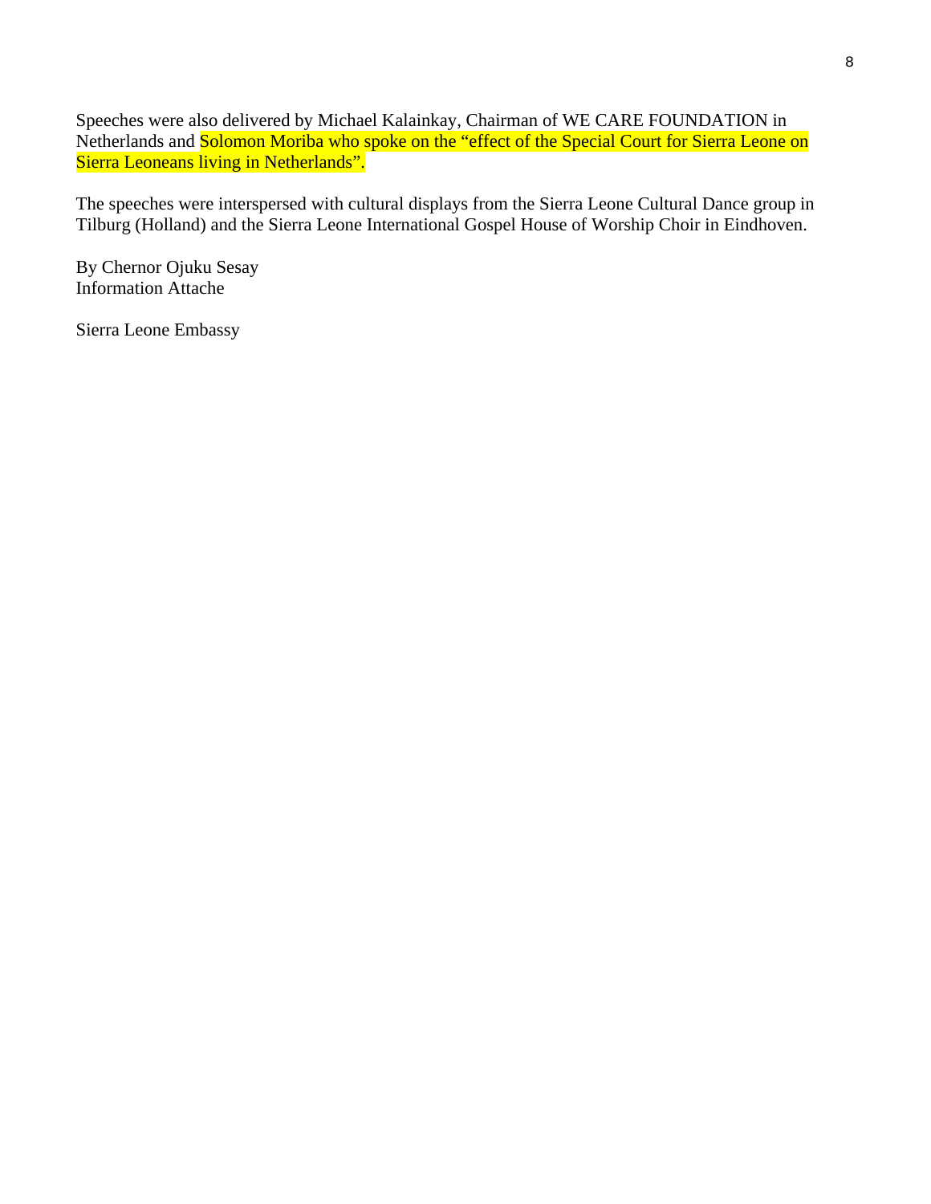Speeches were also delivered by Michael Kalainkay, Chairman of WE CARE FOUNDATION in Netherlands and Solomon Moriba who spoke on the “effect of the Special Court for Sierra Leone on Sierra Leoneans living in Netherlands”.

The speeches were interspersed with cultural displays from the Sierra Leone Cultural Dance group in Tilburg (Holland) and the Sierra Leone International Gospel House of Worship Choir in Eindhoven.

By Chernor Ojuku Sesay  
Information Attache

Sierra Leone Embassy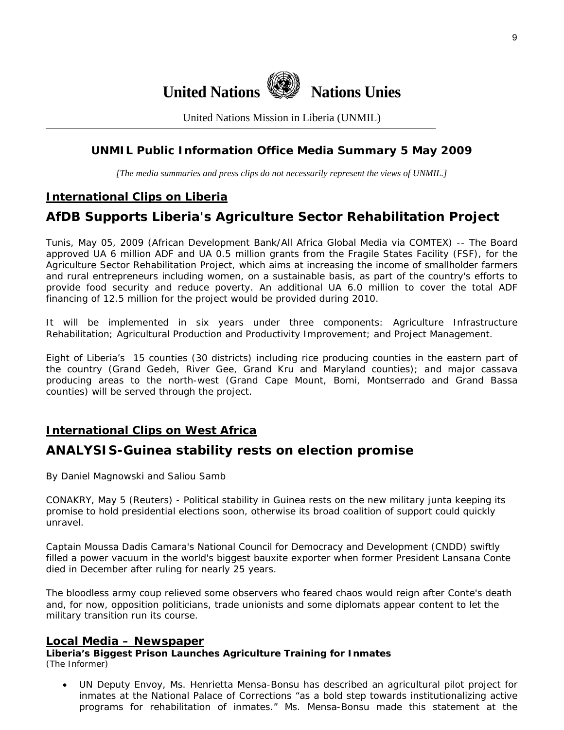**United Nations** **Nations Unies**

United Nations Mission in Liberia (UNMIL)

## UNMIL Public Information Office Media Summary 5 May 2009

*[The media summaries and press clips do not necessarily represent the views of UNMIL.]*

### International Clips on Liberia

## AfDB Supports Liberia's Agriculture Sector Rehabilitation Project

Tunis, May 05, 2009 (African Development Bank/All Africa Global Media via COMTEX) -- The Board approved UA 6 million ADF and UA 0.5 million grants from the Fragile States Facility (FSF), for the Agriculture Sector Rehabilitation Project, which aims at increasing the income of smallholder farmers and rural entrepreneurs including women, on a sustainable basis, as part of the country's efforts to provide food security and reduce poverty. An additional UA 6.0 million to cover the total ADF financing of 12.5 million for the project would be provided during 2010.

It will be implemented in six years under three components: Agriculture Infrastructure Rehabilitation; Agricultural Production and Productivity Improvement; and Project Management.

Eight of Liberia's 15 counties (30 districts) including rice producing counties in the eastern part of the country (Grand Gedeh, River Gee, Grand Kru and Maryland counties); and major cassava producing areas to the north-west (Grand Cape Mount, Bomi, Montserrado and Grand Bassa counties) will be served through the project.

### International Clips on West Africa

## ANALYSIS-Guinea stability rests on election promise

By Daniel Magnowski and Saliou Samb

CONAKRY, May 5 (Reuters) - Political stability in Guinea rests on the new military junta keeping its promise to hold presidential elections soon, otherwise its broad coalition of support could quickly unravel.

Captain Moussa Dadis Camara's National Council for Democracy and Development (CNDD) swiftly filled a power vacuum in the world's biggest bauxite exporter when former President Lansana Conte died in December after ruling for nearly 25 years.

The bloodless army coup relieved some observers who feared chaos would reign after Conte's death and, for now, opposition politicians, trade unionists and some diplomats appear content to let the military transition run its course.

### Local Media – Newspaper

**Liberia's Biggest Prison Launches Agriculture Training for Inmates**
(The Informer)

- UN Deputy Envoy, Ms. Henrietta Mensa-Bonsu has described an agricultural pilot project for inmates at the National Palace of Corrections "as a bold step towards institutionalizing active programs for rehabilitation of inmates." Ms. Mensa-Bonsu made this statement at the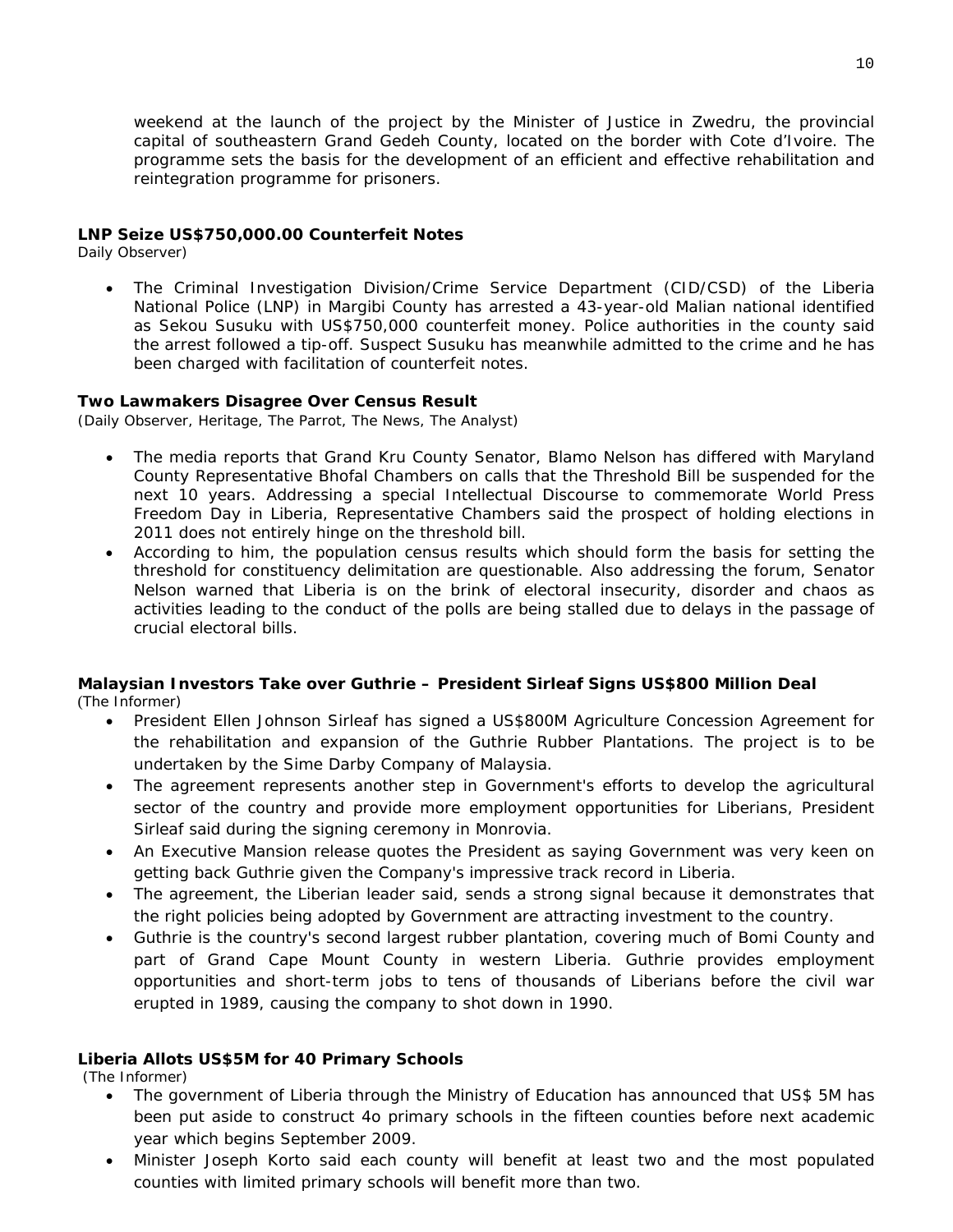weekend at the launch of the project by the Minister of Justice in Zwedru, the provincial capital of southeastern Grand Gedeh County, located on the border with Cote d'Ivoire. The programme sets the basis for the development of an efficient and effective rehabilitation and reintegration programme for prisoners.

**LNP Seize US$750,000.00 Counterfeit Notes**
Daily Observer)

- The Criminal Investigation Division/Crime Service Department (CID/CSD) of the Liberia National Police (LNP) in Margibi County has arrested a 43-year-old Malian national identified as Sekou Susuku with US$750,000 counterfeit money. Police authorities in the county said the arrest followed a tip-off. Suspect Susuku has meanwhile admitted to the crime and he has been charged with facilitation of counterfeit notes.

**Two Lawmakers Disagree Over Census Result**
(Daily Observer, Heritage, The Parrot, The News, The Analyst)

- The media reports that Grand Kru County Senator, Blamo Nelson has differed with Maryland County Representative Bhofal Chambers on calls that the Threshold Bill be suspended for the next 10 years. Addressing a special Intellectual Discourse to commemorate World Press Freedom Day in Liberia, Representative Chambers said the prospect of holding elections in 2011 does not entirely hinge on the threshold bill.
- According to him, the population census results which should form the basis for setting the threshold for constituency delimitation are questionable. Also addressing the forum, Senator Nelson warned that Liberia is on the brink of electoral insecurity, disorder and chaos as activities leading to the conduct of the polls are being stalled due to delays in the passage of crucial electoral bills.

**Malaysian Investors Take over Guthrie – President Sirleaf Signs US$800 Million Deal**
(The Informer)

- President Ellen Johnson Sirleaf has signed a US$800M Agriculture Concession Agreement for the rehabilitation and expansion of the Guthrie Rubber Plantations. The project is to be undertaken by the Sime Darby Company of Malaysia.
- The agreement represents another step in Government's efforts to develop the agricultural sector of the country and provide more employment opportunities for Liberians, President Sirleaf said during the signing ceremony in Monrovia.
- An Executive Mansion release quotes the President as saying Government was very keen on getting back Guthrie given the Company's impressive track record in Liberia.
- The agreement, the Liberian leader said, sends a strong signal because it demonstrates that the right policies being adopted by Government are attracting investment to the country.
- Guthrie is the country's second largest rubber plantation, covering much of Bomi County and part of Grand Cape Mount County in western Liberia. Guthrie provides employment opportunities and short-term jobs to tens of thousands of Liberians before the civil war erupted in 1989, causing the company to shot down in 1990.

**Liberia Allots US$5M for 40 Primary Schools**
(The Informer)

- The government of Liberia through the Ministry of Education has announced that US$ 5M has been put aside to construct 4o primary schools in the fifteen counties before next academic year which begins September 2009.
- Minister Joseph Korto said each county will benefit at least two and the most populated counties with limited primary schools will benefit more than two.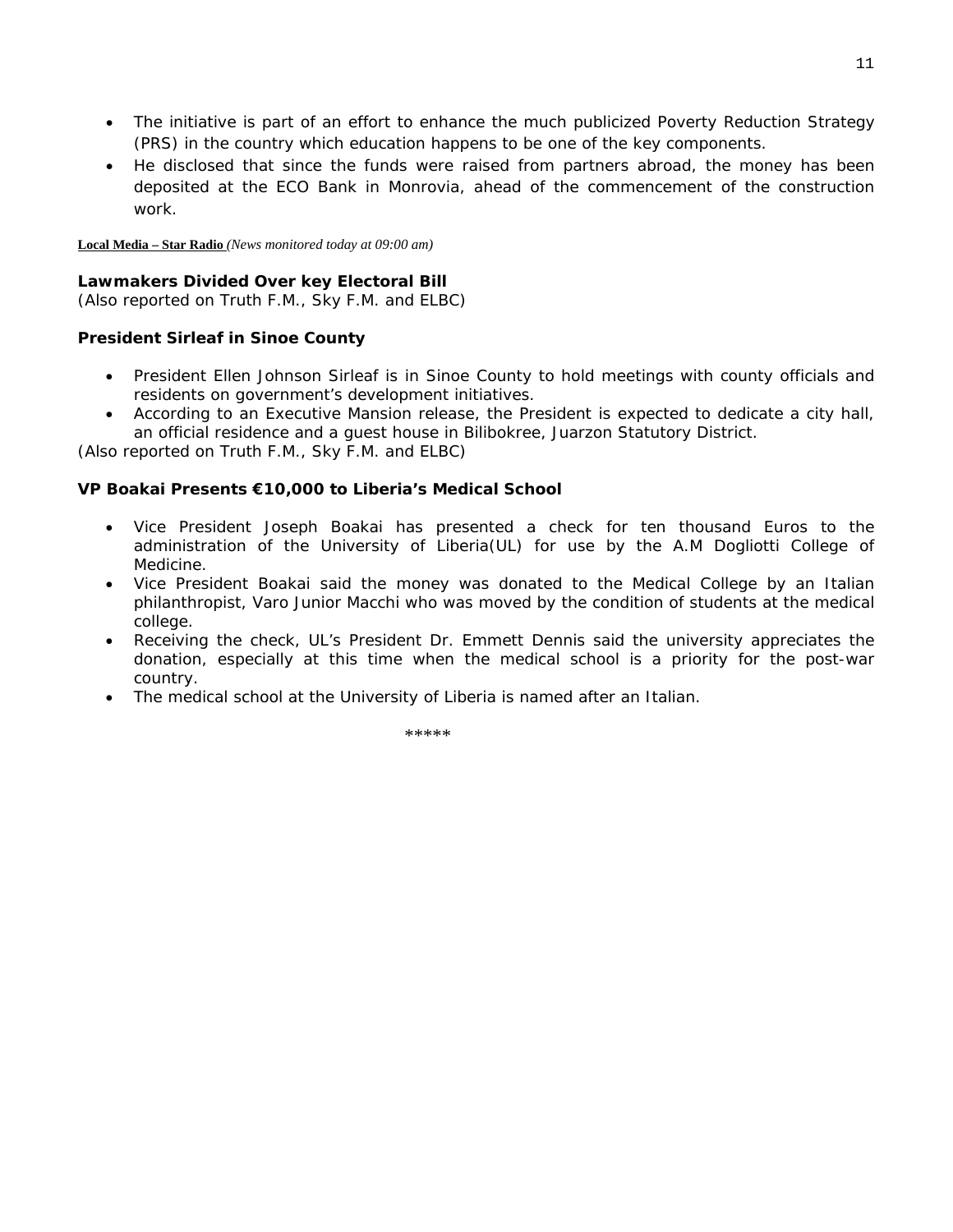- The initiative is part of an effort to enhance the much publicized Poverty Reduction Strategy (PRS) in the country which education happens to be one of the key components.
- He disclosed that since the funds were raised from partners abroad, the money has been deposited at the ECO Bank in Monrovia, ahead of the commencement of the construction work.

**Local Media – Star Radio** *(News monitored today at 09:00 am)*

**Lawmakers Divided Over key Electoral Bill**
*(Also reported on Truth F.M., Sky F.M. and ELBC)*

**President Sirleaf in Sinoe County**

- President Ellen Johnson Sirleaf is in Sinoe County to hold meetings with county officials and residents on government's development initiatives.
- According to an Executive Mansion release, the President is expected to dedicate a city hall, an official residence and a guest house in Bilibokree, Juarzon Statutory District.

*(Also reported on Truth F.M., Sky F.M. and ELBC)*

**VP Boakai Presents €10,000 to Liberia's Medical School**

- Vice President Joseph Boakai has presented a check for ten thousand Euros to the administration of the University of Liberia(UL) for use by the A.M Dogliotti College of Medicine.
- Vice President Boakai said the money was donated to the Medical College by an Italian philanthropist, Varo Junior Macchi who was moved by the condition of students at the medical college.
- Receiving the check, UL's President Dr. Emmett Dennis said the university appreciates the donation, especially at this time when the medical school is a priority for the post-war country.
- The medical school at the University of Liberia is named after an Italian.

*****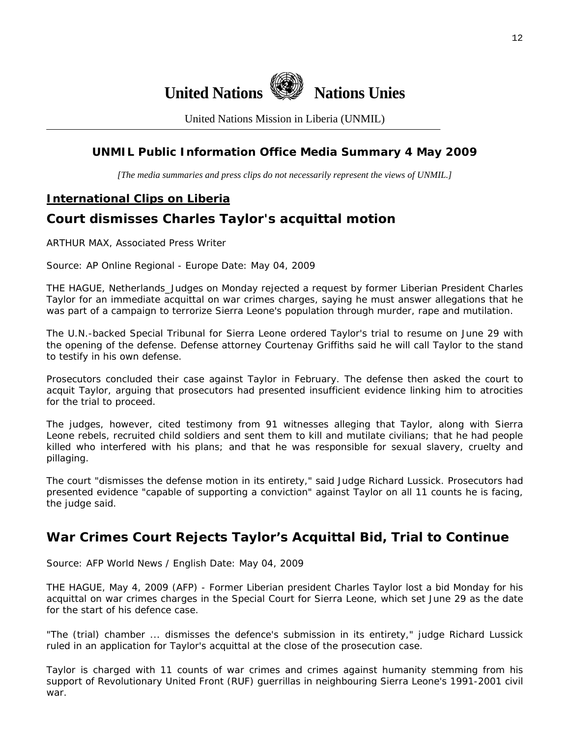# United Nations Nations Unies

United Nations Mission in Liberia (UNMIL)

## UNMIL Public Information Office Media Summary 4 May 2009

*[The media summaries and press clips do not necessarily represent the views of UNMIL.]*

### International Clips on Liberia

## Court dismisses Charles Taylor's acquittal motion

ARTHUR MAX, Associated Press Writer

Source: AP Online Regional - Europe Date: May 04, 2009

THE HAGUE, Netherlands_Judges on Monday rejected a request by former Liberian President Charles Taylor for an immediate acquittal on war crimes charges, saying he must answer allegations that he was part of a campaign to terrorize Sierra Leone's population through murder, rape and mutilation.

The U.N.-backed Special Tribunal for Sierra Leone ordered Taylor's trial to resume on June 29 with the opening of the defense. Defense attorney Courtenay Griffiths said he will call Taylor to the stand to testify in his own defense.

Prosecutors concluded their case against Taylor in February. The defense then asked the court to acquit Taylor, arguing that prosecutors had presented insufficient evidence linking him to atrocities for the trial to proceed.

The judges, however, cited testimony from 91 witnesses alleging that Taylor, along with Sierra Leone rebels, recruited child soldiers and sent them to kill and mutilate civilians; that he had people killed who interfered with his plans; and that he was responsible for sexual slavery, cruelty and pillaging.

The court "dismisses the defense motion in its entirety," said Judge Richard Lussick. Prosecutors had presented evidence "capable of supporting a conviction" against Taylor on all 11 counts he is facing, the judge said.

## War Crimes Court Rejects Taylor's Acquittal Bid, Trial to Continue

Source: AFP World News / English Date: May 04, 2009

THE HAGUE, May 4, 2009 (AFP) - Former Liberian president Charles Taylor lost a bid Monday for his acquittal on war crimes charges in the Special Court for Sierra Leone, which set June 29 as the date for the start of his defence case.

"The (trial) chamber ... dismisses the defence's submission in its entirety," judge Richard Lussick ruled in an application for Taylor's acquittal at the close of the prosecution case.

Taylor is charged with 11 counts of war crimes and crimes against humanity stemming from his support of Revolutionary United Front (RUF) guerrillas in neighbouring Sierra Leone's 1991-2001 civil war.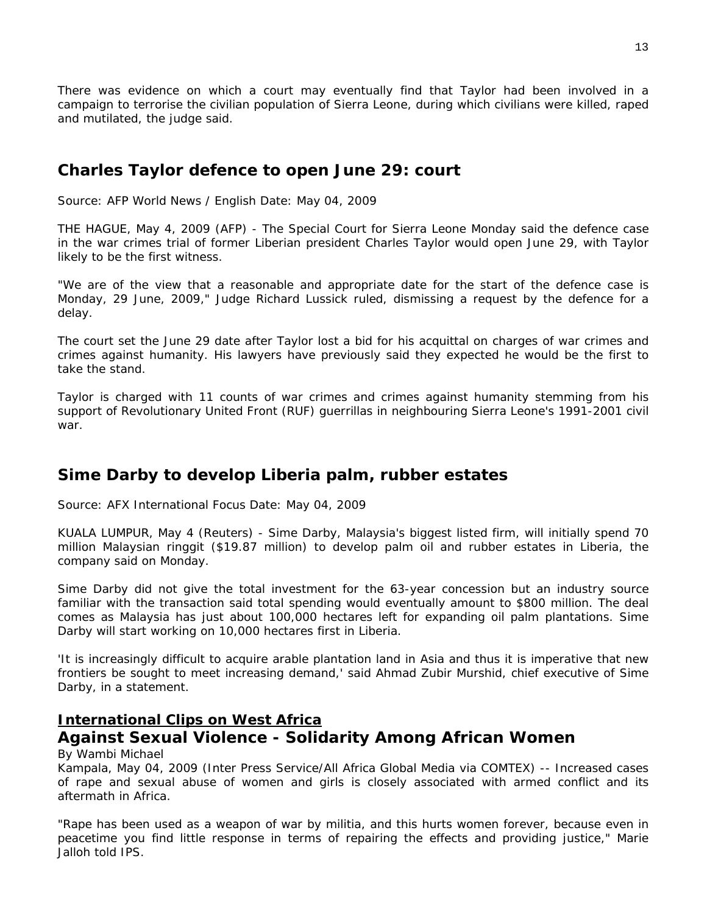There was evidence on which a court may eventually find that Taylor had been involved in a campaign to terrorise the civilian population of Sierra Leone, during which civilians were killed, raped and mutilated, the judge said.

## Charles Taylor defence to open June 29: court

Source: AFP World News / English Date: May 04, 2009

THE HAGUE, May 4, 2009 (AFP) - The Special Court for Sierra Leone Monday said the defence case in the war crimes trial of former Liberian president Charles Taylor would open June 29, with Taylor likely to be the first witness.

"We are of the view that a reasonable and appropriate date for the start of the defence case is Monday, 29 June, 2009," Judge Richard Lussick ruled, dismissing a request by the defence for a delay.

The court set the June 29 date after Taylor lost a bid for his acquittal on charges of war crimes and crimes against humanity. His lawyers have previously said they expected he would be the first to take the stand.

Taylor is charged with 11 counts of war crimes and crimes against humanity stemming from his support of Revolutionary United Front (RUF) guerrillas in neighbouring Sierra Leone's 1991-2001 civil war.

## Sime Darby to develop Liberia palm, rubber estates

Source: AFX International Focus Date: May 04, 2009

KUALA LUMPUR, May 4 (Reuters) - Sime Darby, Malaysia's biggest listed firm, will initially spend 70 million Malaysian ringgit ($19.87 million) to develop palm oil and rubber estates in Liberia, the company said on Monday.

Sime Darby did not give the total investment for the 63-year concession but an industry source familiar with the transaction said total spending would eventually amount to $800 million. The deal comes as Malaysia has just about 100,000 hectares left for expanding oil palm plantations. Sime Darby will start working on 10,000 hectares first in Liberia.

'It is increasingly difficult to acquire arable plantation land in Asia and thus it is imperative that new frontiers be sought to meet increasing demand,' said Ahmad Zubir Murshid, chief executive of Sime Darby, in a statement.

## International Clips on West Africa

## Against Sexual Violence - Solidarity Among African Women

By Wambi Michael

Kampala, May 04, 2009 (Inter Press Service/All Africa Global Media via COMTEX) -- Increased cases of rape and sexual abuse of women and girls is closely associated with armed conflict and its aftermath in Africa.

"Rape has been used as a weapon of war by militia, and this hurts women forever, because even in peacetime you find little response in terms of repairing the effects and providing justice," Marie Jalloh told IPS.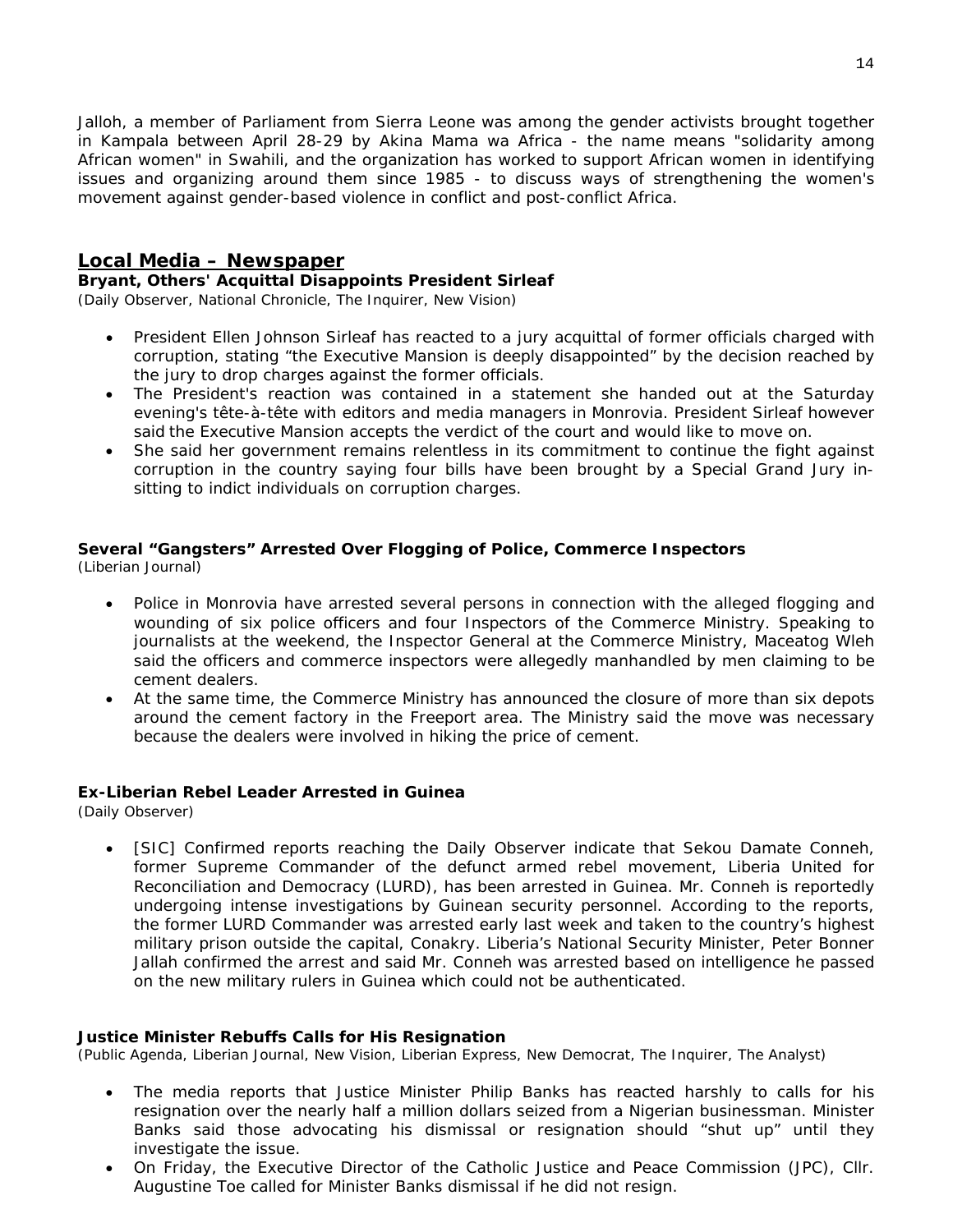Jalloh, a member of Parliament from Sierra Leone was among the gender activists brought together in Kampala between April 28-29 by Akina Mama wa Africa - the name means "solidarity among African women" in Swahili, and the organization has worked to support African women in identifying issues and organizing around them since 1985 - to discuss ways of strengthening the women's movement against gender-based violence in conflict and post-conflict Africa.

## Local Media – Newspaper

**Bryant, Others' Acquittal Disappoints President Sirleaf**
*(Daily Observer, National Chronicle, The Inquirer, New Vision)*

- President Ellen Johnson Sirleaf has reacted to a jury acquittal of former officials charged with corruption, stating “the Executive Mansion is deeply disappointed” by the decision reached by the jury to drop charges against the former officials.
- The President's reaction was contained in a statement she handed out at the Saturday evening's tête-à-tête with editors and media managers in Monrovia. President Sirleaf however said the Executive Mansion accepts the verdict of the court and would like to move on.
- She said her government remains relentless in its commitment to continue the fight against corruption in the country saying four bills have been brought by a Special Grand Jury in-sitting to indict individuals on corruption charges.

**Several “Gangsters” Arrested Over Flogging of Police, Commerce Inspectors**
*(Liberian Journal)*

- Police in Monrovia have arrested several persons in connection with the alleged flogging and wounding of six police officers and four Inspectors of the Commerce Ministry. Speaking to journalists at the weekend, the Inspector General at the Commerce Ministry, Maceatog Wleh said the officers and commerce inspectors were allegedly manhandled by men claiming to be cement dealers.
- At the same time, the Commerce Ministry has announced the closure of more than six depots around the cement factory in the Freeport area. The Ministry said the move was necessary because the dealers were involved in hiking the price of cement.

**Ex-Liberian Rebel Leader Arrested in Guinea**
*(Daily Observer)*

- [SIC] Confirmed reports reaching the Daily Observer indicate that Sekou Damate Conneh, former Supreme Commander of the defunct armed rebel movement, Liberia United for Reconciliation and Democracy (LURD), has been arrested in Guinea. Mr. Conneh is reportedly undergoing intense investigations by Guinean security personnel. According to the reports, the former LURD Commander was arrested early last week and taken to the country’s highest military prison outside the capital, Conakry. Liberia’s National Security Minister, Peter Bonner Jallah confirmed the arrest and said Mr. Conneh was arrested based on intelligence he passed on the new military rulers in Guinea which could not be authenticated.

**Justice Minister Rebuffs Calls for His Resignation**
*(Public Agenda, Liberian Journal, New Vision, Liberian Express, New Democrat, The Inquirer, The Analyst)*

- The media reports that Justice Minister Philip Banks has reacted harshly to calls for his resignation over the nearly half a million dollars seized from a Nigerian businessman. Minister Banks said those advocating his dismissal or resignation should “shut up” until they investigate the issue.
- On Friday, the Executive Director of the Catholic Justice and Peace Commission (JPC), Cllr. Augustine Toe called for Minister Banks dismissal if he did not resign.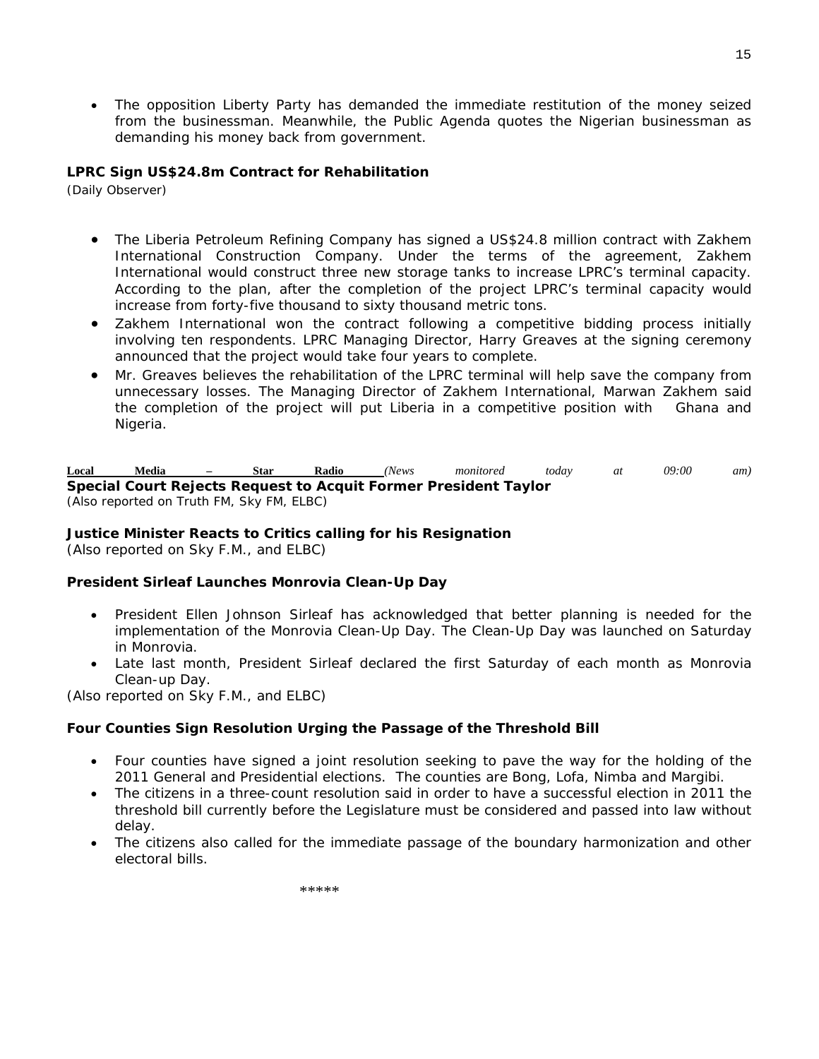- The opposition Liberty Party has demanded the immediate restitution of the money seized from the businessman. Meanwhile, the Public Agenda quotes the Nigerian businessman as demanding his money back from government.

**LPRC Sign US$24.8m Contract for Rehabilitation**
(Daily Observer)

- The Liberia Petroleum Refining Company has signed a US$24.8 million contract with Zakhem International Construction Company. Under the terms of the agreement, Zakhem International would construct three new storage tanks to increase LPRC's terminal capacity. According to the plan, after the completion of the project LPRC's terminal capacity would increase from forty-five thousand to sixty thousand metric tons.
- Zakhem International won the contract following a competitive bidding process initially involving ten respondents. LPRC Managing Director, Harry Greaves at the signing ceremony announced that the project would take four years to complete.
- Mr. Greaves believes the rehabilitation of the LPRC terminal will help save the company from unnecessary losses. The Managing Director of Zakhem International, Marwan Zakhem said the completion of the project will put Liberia in a competitive position with Ghana and Nigeria.

**Local Media – Star Radio** *(News monitored today at 09:00 am)*

**Special Court Rejects Request to Acquit Former President Taylor**
(Also reported on Truth FM, Sky FM, ELBC)

**Justice Minister Reacts to Critics calling for his Resignation**
(Also reported on Sky F.M., and ELBC)

**President Sirleaf Launches Monrovia Clean-Up Day**

- President Ellen Johnson Sirleaf has acknowledged that better planning is needed for the implementation of the Monrovia Clean-Up Day. The Clean-Up Day was launched on Saturday in Monrovia.
- Late last month, President Sirleaf declared the first Saturday of each month as Monrovia Clean-up Day.

(Also reported on Sky F.M., and ELBC)

**Four Counties Sign Resolution Urging the Passage of the Threshold Bill**

- Four counties have signed a joint resolution seeking to pave the way for the holding of the 2011 General and Presidential elections. The counties are Bong, Lofa, Nimba and Margibi.
- The citizens in a three-count resolution said in order to have a successful election in 2011 the threshold bill currently before the Legislature must be considered and passed into law without delay.
- The citizens also called for the immediate passage of the boundary harmonization and other electoral bills.

*****